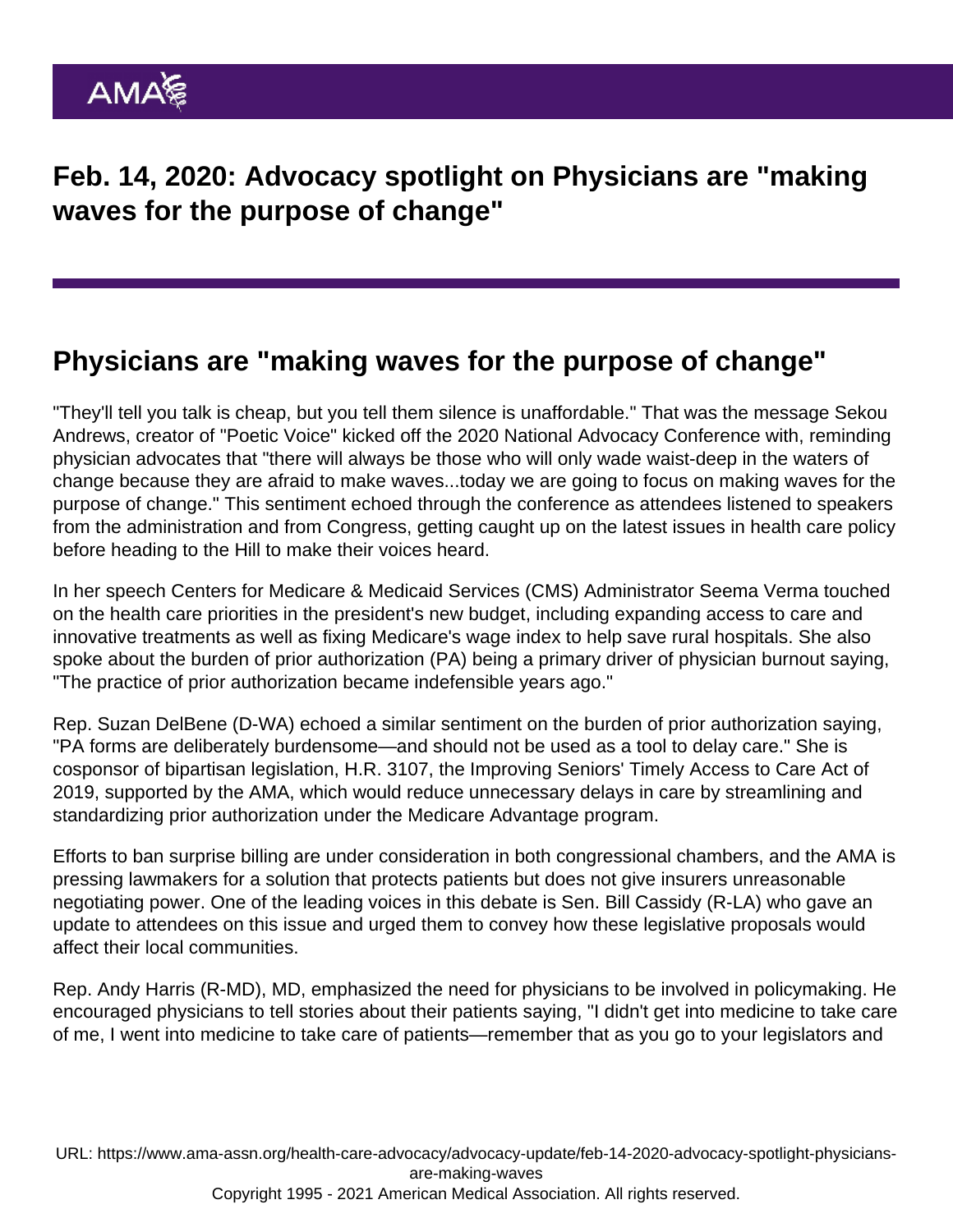# Feb. 14, 2020: Advocacy spotlight on Physicians are "making waves for the purpose of change"

## Physicians are "making waves for the purpose of change"

"They'll tell you talk is cheap, but you tell them silence is unaffordable." That was the message Sekou Andrews, creator of "Poetic Voice" kicked off the 2020 National Advocacy Conference with, reminding physician advocates that "there will always be those who will only wade waist-deep in the waters of change because they are afraid to make waves...today we are going to focus on making waves for the purpose of change." This sentiment echoed through the conference as attendees listened to speakers from the administration and from Congress, getting caught up on the latest issues in health care policy before heading to the Hill to make their voices heard.

In her speech Centers for Medicare & Medicaid Services (CMS) Administrator Seema Verma touched on the health care priorities in the president's new budget, including expanding access to care and innovative treatments as well as fixing Medicare's wage index to help save rural hospitals. She also spoke about the burden of prior authorization (PA) being a primary driver of physician burnout saying, "The practice of prior authorization became indefensible years ago."

Rep. Suzan DelBene (D-WA) echoed a similar sentiment on the burden of prior authorization saying, "PA forms are deliberately burdensome—and should not be used as a tool to delay care." She is cosponsor of bipartisan legislation, H.R. 3107, the Improving Seniors' Timely Access to Care Act of 2019, supported by the AMA, which would reduce unnecessary delays in care by streamlining and standardizing prior authorization under the Medicare Advantage program.

Efforts to ban surprise billing are under consideration in both congressional chambers, and the AMA is pressing lawmakers for a solution that protects patients but does not give insurers unreasonable negotiating power. One of the leading voices in this debate is Sen. Bill Cassidy (R-LA) who gave an update to attendees on this issue and urged them to convey how these legislative proposals would affect their local communities.

Rep. Andy Harris (R-MD), MD, emphasized the need for physicians to be involved in policymaking. He encouraged physicians to tell stories about their patients saying, "I didn't get into medicine to take care of me, I went into medicine to take care of patients—remember that as you go to your legislators and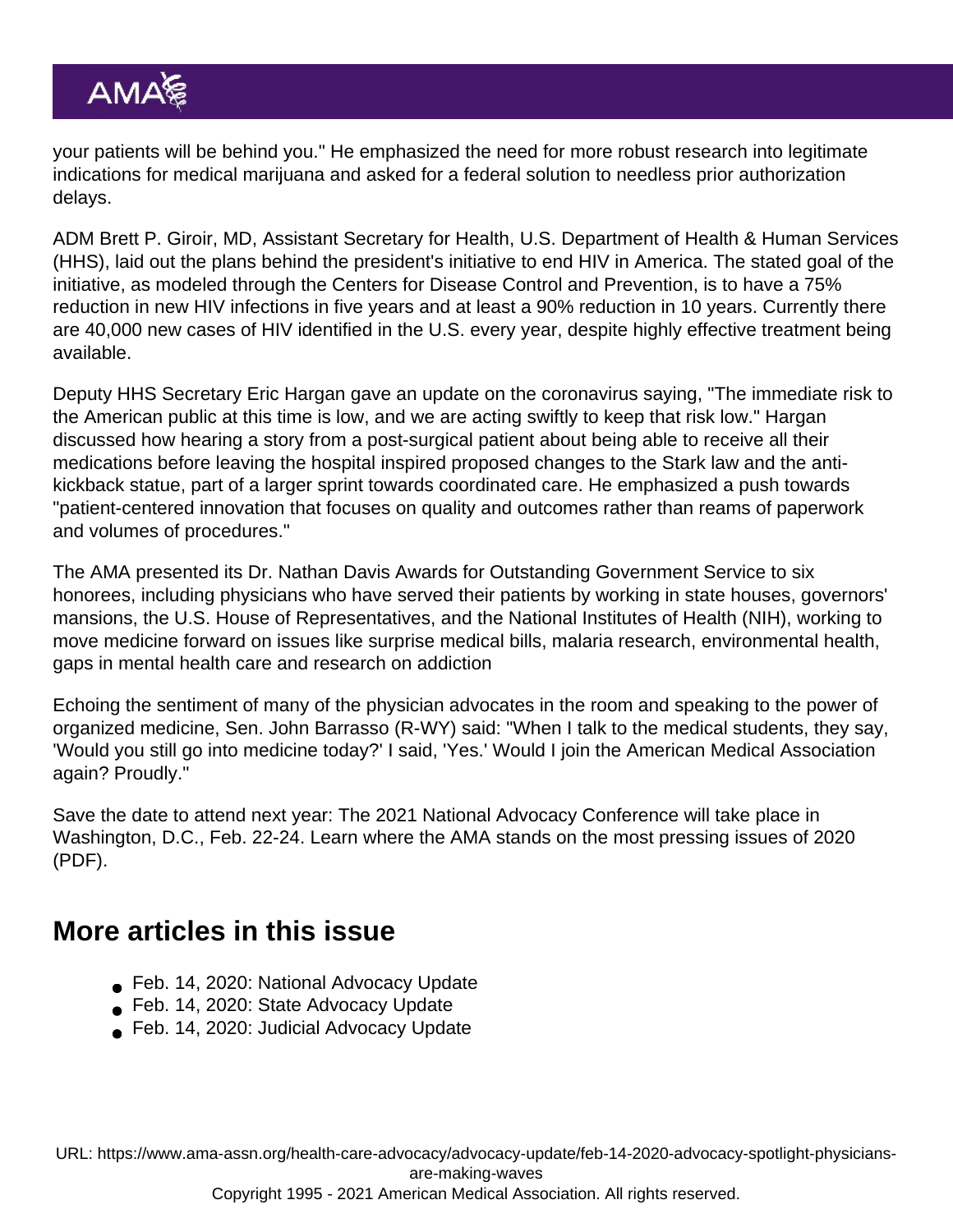your patients will be behind you." He emphasized the need for more robust research into legitimate indications for medical marijuana and asked for a federal solution to needless prior authorization delays.

ADM Brett P. Giroir, MD, Assistant Secretary for Health, U.S. Department of Health & Human Services (HHS), laid out the plans behind the president's initiative to end HIV in America. The stated goal of the initiative, as modeled through the Centers for Disease Control and Prevention, is to have a 75% reduction in new HIV infections in five years and at least a 90% reduction in 10 years. Currently there are 40,000 new cases of HIV identified in the U.S. every year, despite highly effective treatment being available.

Deputy HHS Secretary Eric Hargan gave an update on the coronavirus saying, "The immediate risk to the American public at this time is low, and we are acting swiftly to keep that risk low." Hargan discussed how hearing a story from a post-surgical patient about being able to receive all their medications before leaving the hospital inspired proposed changes to the Stark law and the anti-kickback statue, part of a larger sprint towards coordinated care. He emphasized a push towards "patient-centered innovation that focuses on quality and outcomes rather than reams of paperwork and volumes of procedures."

The AMA presented its Dr. Nathan Davis Awards for Outstanding Government Service to six honorees, including physicians who have served their patients by working in state houses, governors' mansions, the U.S. House of Representatives, and the National Institutes of Health (NIH), working to move medicine forward on issues like surprise medical bills, malaria research, environmental health, gaps in mental health care and research on addiction

Echoing the sentiment of many of the physician advocates in the room and speaking to the power of organized medicine, Sen. John Barrasso (R-WY) said: "When I talk to the medical students, they say, 'Would you still go into medicine today?' I said, 'Yes.' Would I join the American Medical Association again? Proudly."

Save the date to attend next year: The 2021 National Advocacy Conference will take place in Washington, D.C., Feb. 22-24. Learn where the AMA stands on the most pressing issues of 2020 (PDF).

## More articles in this issue

- Feb. 14, 2020: National Advocacy Update
- Feb. 14, 2020: State Advocacy Update
- Feb. 14, 2020: Judicial Advocacy Update